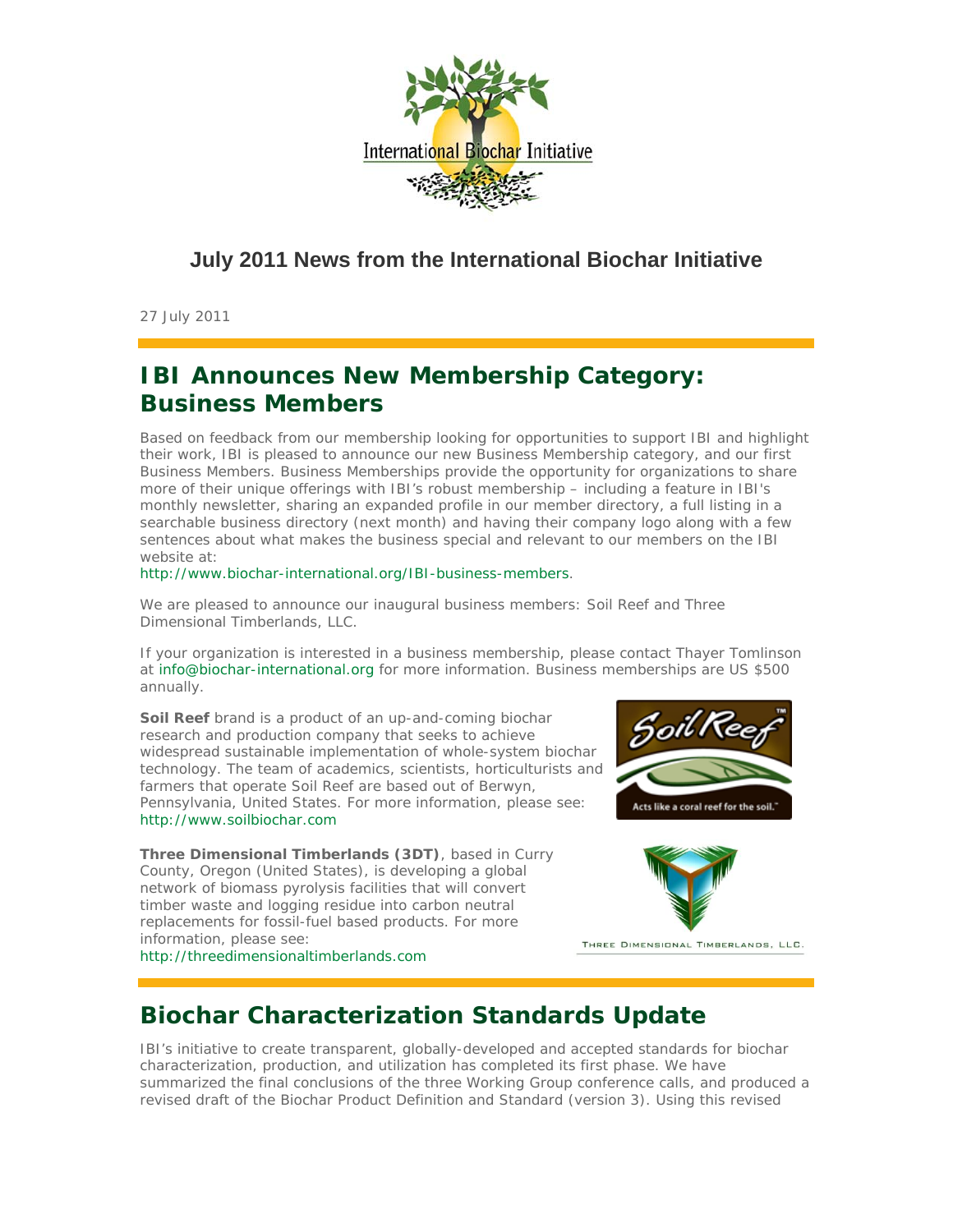## July 2011 News from the International Biochar Initiative

27 July 2011

# IBI Announces New Membership Category: Business Members

Based on feedback from our membership looking for opportunities to support IBI and highlight their work, IBI is pleased to announce our new Business Membership category, and our first Business Members. Business Memberships provide the opportunity for organizations to share more of their unique offerings with IBI's robust membership – including a feature in IBI's monthly newsletter, sharing an expanded profile in our member directory, a full listing in a searchable business directory (next month) and having their company logo along with a few sentences about what makes the business special and relevant to our members on the IBI website at:
http://www.biochar-international.org/IBI-business-members.

We are pleased to announce our inaugural business members: Soil Reef and Three Dimensional Timberlands, LLC.

If your organization is interested in a business membership, please contact Thayer Tomlinson at info@biochar-international.org for more information. Business memberships are US $500 annually.

**Soil Reef** brand is a product of an up-and-coming biochar research and production company that seeks to achieve widespread sustainable implementation of whole-system biochar technology. The team of academics, scientists, horticulturists and farmers that operate Soil Reef are based out of Berwyn, Pennsylvania, United States. For more information, please see: http://www.soilbiochar.com

**Three Dimensional Timberlands (3DT)**, based in Curry County, Oregon (United States), is developing a global network of biomass pyrolysis facilities that will convert timber waste and logging residue into carbon neutral replacements for fossil-fuel based products. For more information, please see: http://threedimensionaltimberlands.com

# Biochar Characterization Standards Update

IBI's initiative to create transparent, globally-developed and accepted standards for biochar characterization, production, and utilization has completed its first phase. We have summarized the final conclusions of the three Working Group conference calls, and produced a revised draft of the Biochar Product Definition and Standard (version 3). Using this revised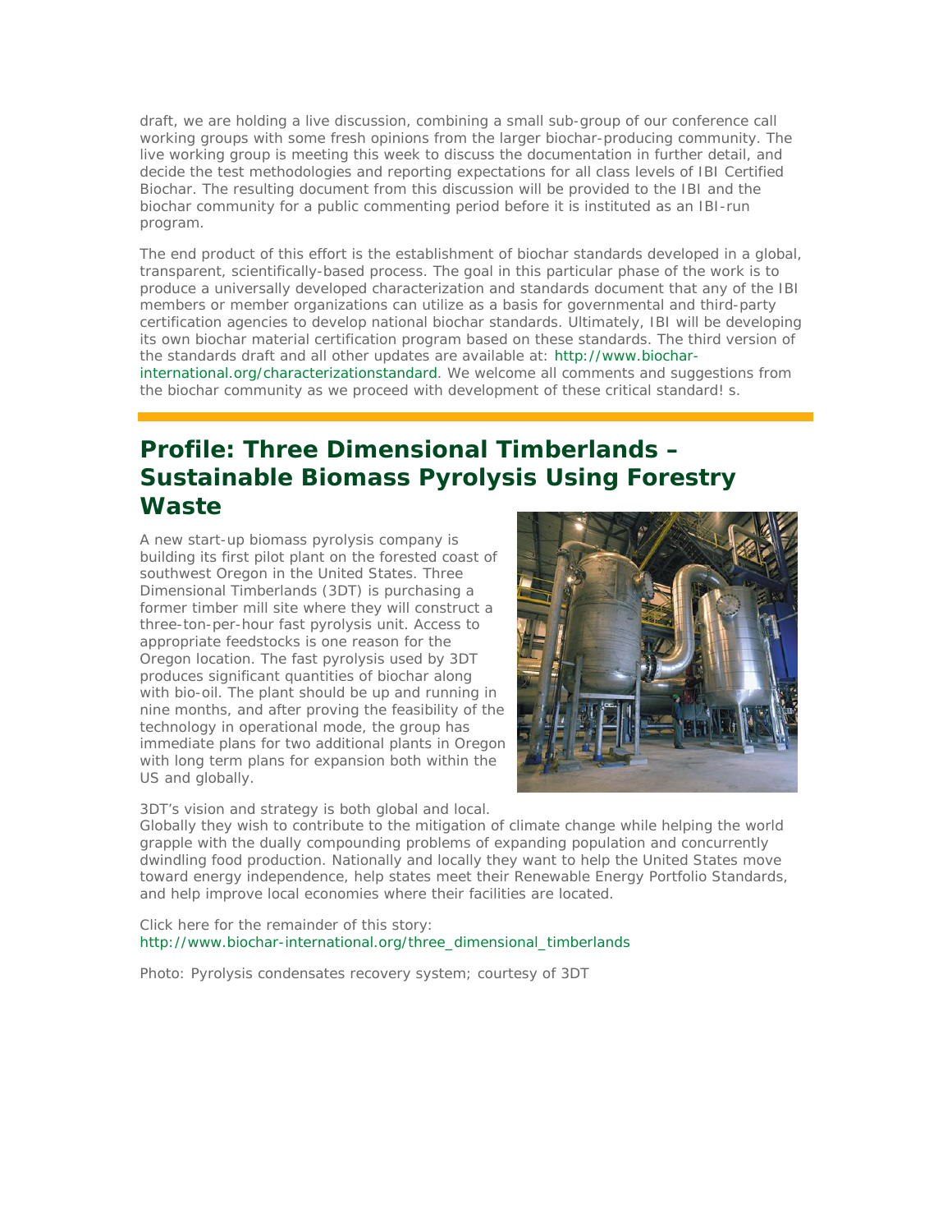draft, we are holding a live discussion, combining a small sub-group of our conference call working groups with some fresh opinions from the larger biochar-producing community. The live working group is meeting this week to discuss the documentation in further detail, and decide the test methodologies and reporting expectations for all class levels of IBI Certified Biochar. The resulting document from this discussion will be provided to the IBI and the biochar community for a public commenting period before it is instituted as an IBI-run program.

The end product of this effort is the establishment of biochar standards developed in a global, transparent, scientifically-based process. The goal in this particular phase of the work is to produce a universally developed characterization and standards document that any of the IBI members or member organizations can utilize as a basis for governmental and third-party certification agencies to develop national biochar standards. Ultimately, IBI will be developing its own biochar material certification program based on these standards. The third version of the standards draft and all other updates are available at: http://www.biochar-international.org/characterizationstandard. We welcome all comments and suggestions from the biochar community as we proceed with development of these critical standard! s.

## Profile: Three Dimensional Timberlands – Sustainable Biomass Pyrolysis Using Forestry Waste

A new start-up biomass pyrolysis company is building its first pilot plant on the forested coast of southwest Oregon in the United States. Three Dimensional Timberlands (3DT) is purchasing a former timber mill site where they will construct a three-ton-per-hour fast pyrolysis unit. Access to appropriate feedstocks is one reason for the Oregon location. The fast pyrolysis used by 3DT produces significant quantities of biochar along with bio-oil. The plant should be up and running in nine months, and after proving the feasibility of the technology in operational mode, the group has immediate plans for two additional plants in Oregon with long term plans for expansion both within the US and globally.

3DT's vision and strategy is both global and local. Globally they wish to contribute to the mitigation of climate change while helping the world grapple with the dually compounding problems of expanding population and concurrently dwindling food production. Nationally and locally they want to help the United States move toward energy independence, help states meet their Renewable Energy Portfolio Standards, and help improve local economies where their facilities are located.

Click here for the remainder of this story: http://www.biochar-international.org/three_dimensional_timberlands

Photo: Pyrolysis condensates recovery system; courtesy of 3DT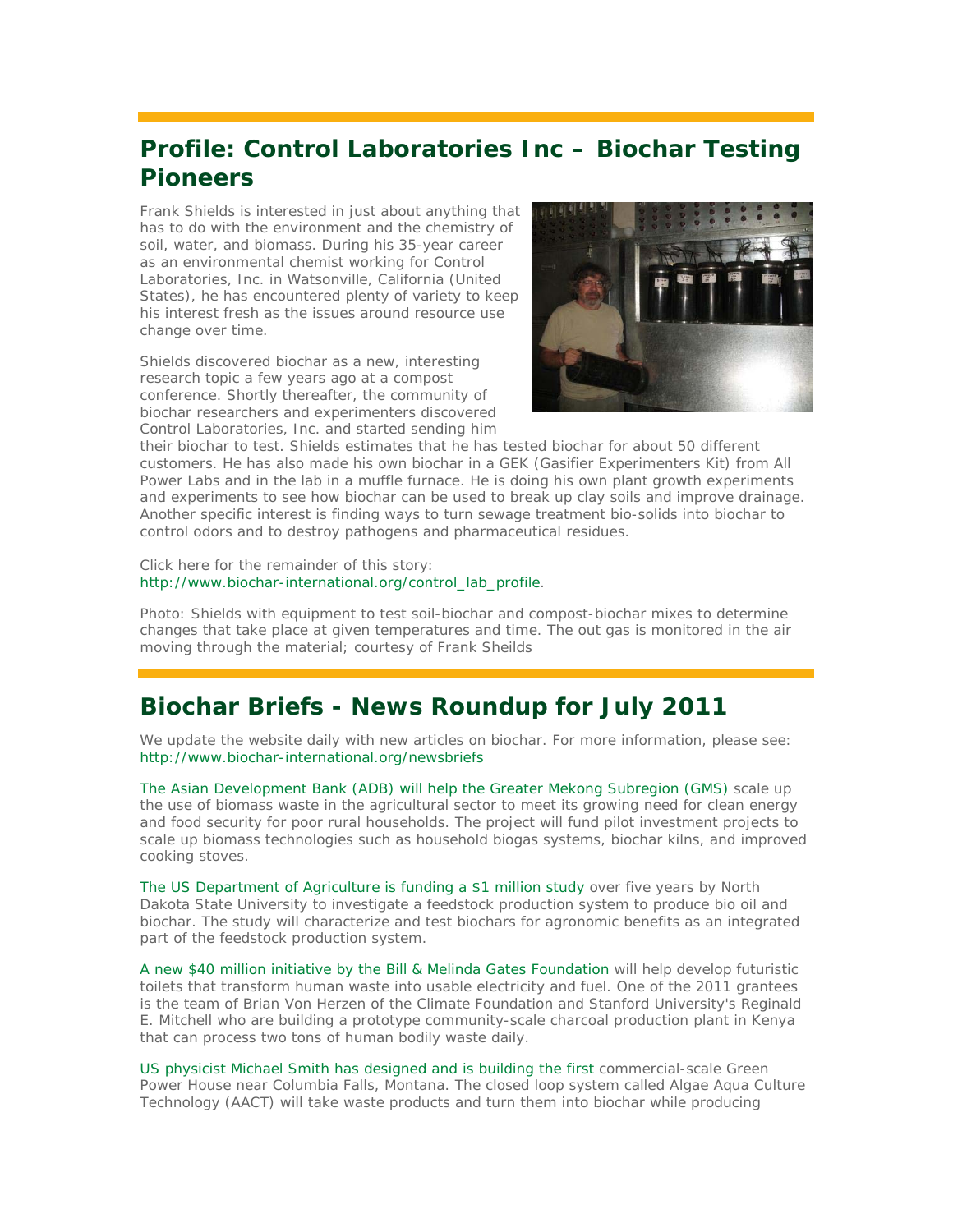## Profile: Control Laboratories Inc – Biochar Testing Pioneers

Frank Shields is interested in just about anything that has to do with the environment and the chemistry of soil, water, and biomass. During his 35-year career as an environmental chemist working for Control Laboratories, Inc. in Watsonville, California (United States), he has encountered plenty of variety to keep his interest fresh as the issues around resource use change over time.

Shields discovered biochar as a new, interesting research topic a few years ago at a compost conference. Shortly thereafter, the community of biochar researchers and experimenters discovered Control Laboratories, Inc. and started sending him their biochar to test. Shields estimates that he has tested biochar for about 50 different customers. He has also made his own biochar in a GEK (Gasifier Experimenters Kit) from All Power Labs and in the lab in a muffle furnace. He is doing his own plant growth experiments and experiments to see how biochar can be used to break up clay soils and improve drainage. Another specific interest is finding ways to turn sewage treatment bio-solids into biochar to control odors and to destroy pathogens and pharmaceutical residues.

Click here for the remainder of this story: http://www.biochar-international.org/control_lab_profile.

Photo: Shields with equipment to test soil-biochar and compost-biochar mixes to determine changes that take place at given temperatures and time. The out gas is monitored in the air moving through the material; courtesy of Frank Sheilds

## Biochar Briefs - News Roundup for July 2011

We update the website daily with new articles on biochar. For more information, please see: http://www.biochar-international.org/newsbriefs

The Asian Development Bank (ADB) will help the Greater Mekong Subregion (GMS) scale up the use of biomass waste in the agricultural sector to meet its growing need for clean energy and food security for poor rural households. The project will fund pilot investment projects to scale up biomass technologies such as household biogas systems, biochar kilns, and improved cooking stoves.

The US Department of Agriculture is funding a $1 million study over five years by North Dakota State University to investigate a feedstock production system to produce bio oil and biochar. The study will characterize and test biochars for agronomic benefits as an integrated part of the feedstock production system.

A new $40 million initiative by the Bill & Melinda Gates Foundation will help develop futuristic toilets that transform human waste into usable electricity and fuel. One of the 2011 grantees is the team of Brian Von Herzen of the Climate Foundation and Stanford University's Reginald E. Mitchell who are building a prototype community-scale charcoal production plant in Kenya that can process two tons of human bodily waste daily.

US physicist Michael Smith has designed and is building the first commercial-scale Green Power House near Columbia Falls, Montana. The closed loop system called Algae Aqua Culture Technology (AACT) will take waste products and turn them into biochar while producing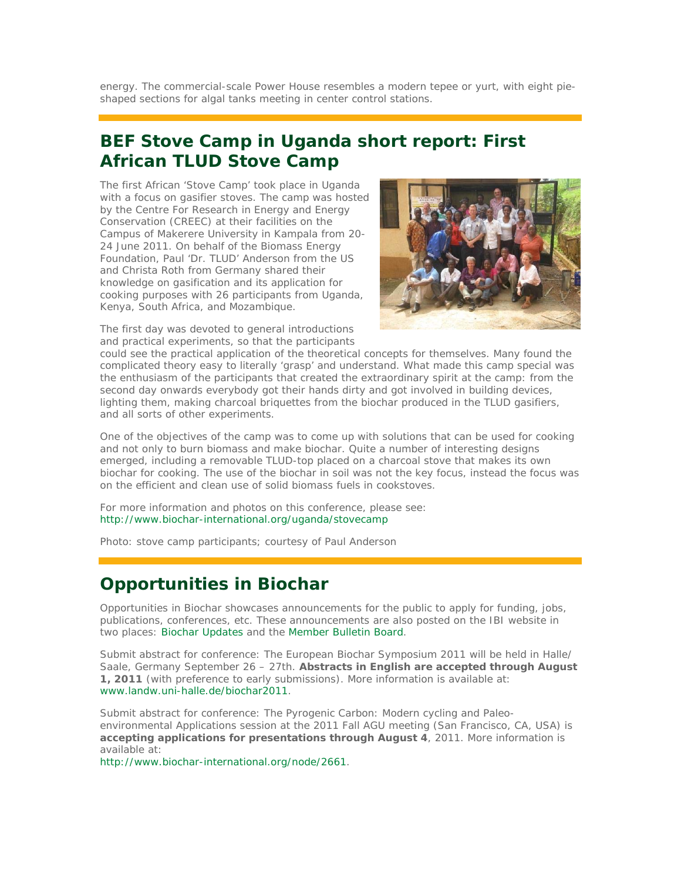energy. The commercial-scale Power House resembles a modern tepee or yurt, with eight pie-shaped sections for algal tanks meeting in center control stations.

## BEF Stove Camp in Uganda short report: First African TLUD Stove Camp

The first African 'Stove Camp' took place in Uganda with a focus on gasifier stoves. The camp was hosted by the Centre For Research in Energy and Energy Conservation (CREEC) at their facilities on the Campus of Makerere University in Kampala from 20-24 June 2011. On behalf of the Biomass Energy Foundation, Paul 'Dr. TLUD' Anderson from the US and Christa Roth from Germany shared their knowledge on gasification and its application for cooking purposes with 26 participants from Uganda, Kenya, South Africa, and Mozambique.

The first day was devoted to general introductions and practical experiments, so that the participants could see the practical application of the theoretical concepts for themselves. Many found the complicated theory easy to literally 'grasp' and understand. What made this camp special was the enthusiasm of the participants that created the extraordinary spirit at the camp: from the second day onwards everybody got their hands dirty and got involved in building devices, lighting them, making charcoal briquettes from the biochar produced in the TLUD gasifiers, and all sorts of other experiments.

One of the objectives of the camp was to come up with solutions that can be used for cooking and not only to burn biomass and make biochar. Quite a number of interesting designs emerged, including a removable TLUD-top placed on a charcoal stove that makes its own biochar for cooking. The use of the biochar in soil was not the key focus, instead the focus was on the efficient and clean use of solid biomass fuels in cookstoves.

For more information and photos on this conference, please see:
http://www.biochar-international.org/uganda/stovecamp

Photo: stove camp participants; courtesy of Paul Anderson

## Opportunities in Biochar

Opportunities in Biochar showcases announcements for the public to apply for funding, jobs, publications, conferences, etc. These announcements are also posted on the IBI website in two places: Biochar Updates and the Member Bulletin Board.

Submit abstract for conference: The European Biochar Symposium 2011 will be held in Halle/Saale, Germany September 26 – 27th. **Abstracts in English are accepted through August 1, 2011** (with preference to early submissions). More information is available at: www.landw.uni-halle.de/biochar2011.

Submit abstract for conference: The Pyrogenic Carbon: Modern cycling and Paleo-environmental Applications session at the 2011 Fall AGU meeting (San Francisco, CA, USA) is **accepting applications for presentations through August 4**, 2011. More information is available at:
http://www.biochar-international.org/node/2661.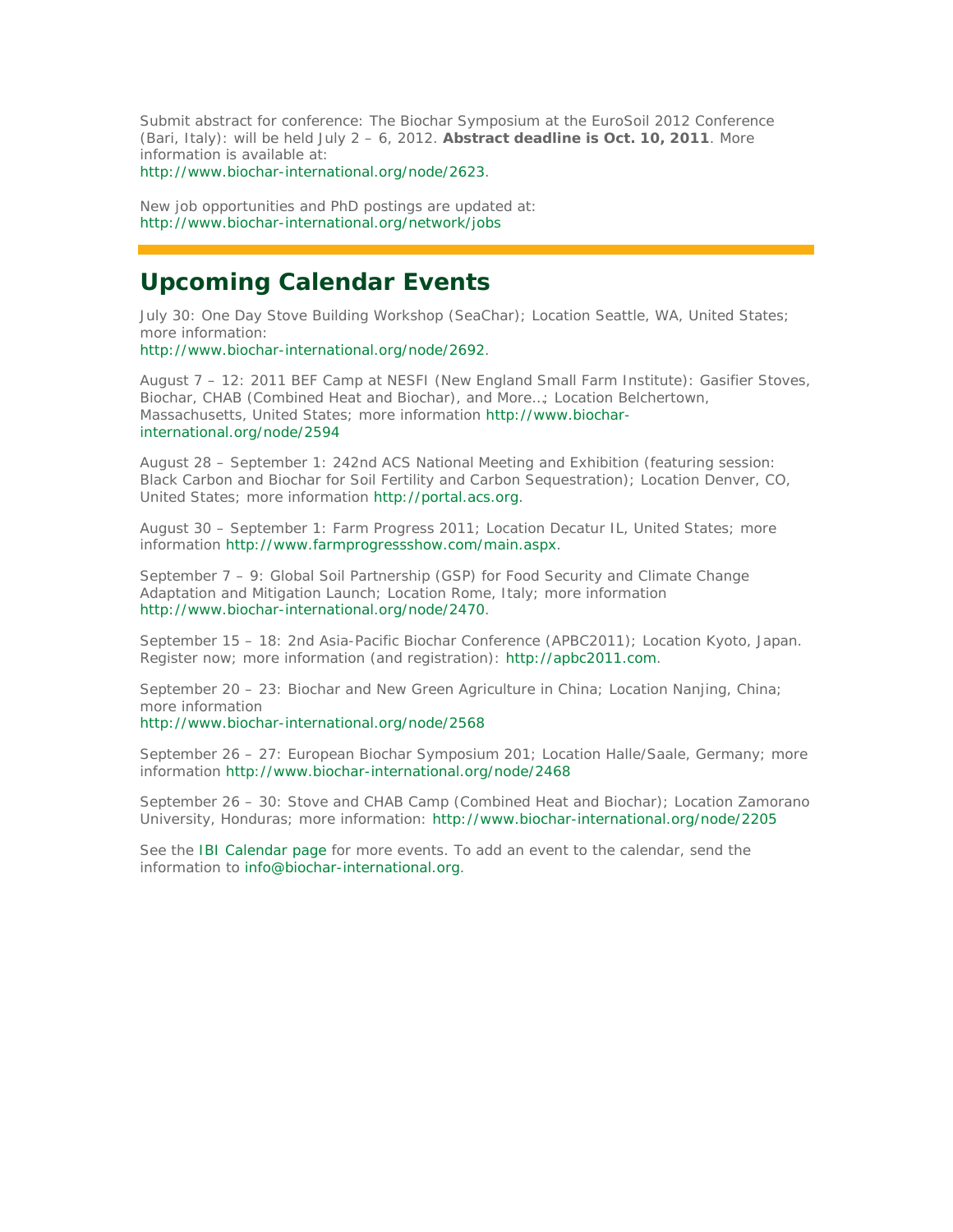Submit abstract for conference: The Biochar Symposium at the EuroSoil 2012 Conference (Bari, Italy): will be held July 2 – 6, 2012. **Abstract deadline is Oct. 10, 2011**. More information is available at:
http://www.biochar-international.org/node/2623.

New job opportunities and PhD postings are updated at:
http://www.biochar-international.org/network/jobs

---

## Upcoming Calendar Events

July 30: One Day Stove Building Workshop (SeaChar); Location Seattle, WA, United States; more information:
http://www.biochar-international.org/node/2692.

August 7 – 12: 2011 BEF Camp at NESFI (New England Small Farm Institute): Gasifier Stoves, Biochar, CHAB (Combined Heat and Biochar), and More…; Location Belchertown, Massachusetts, United States; more information http://www.biochar-international.org/node/2594

August 28 – September 1: 242nd ACS National Meeting and Exhibition (featuring session: Black Carbon and Biochar for Soil Fertility and Carbon Sequestration); Location Denver, CO, United States; more information http://portal.acs.org.

August 30 – September 1: Farm Progress 2011; Location Decatur IL, United States; more information http://www.farmprogressshow.com/main.aspx.

September 7 – 9: Global Soil Partnership (GSP) for Food Security and Climate Change Adaptation and Mitigation Launch; Location Rome, Italy; more information http://www.biochar-international.org/node/2470.

September 15 – 18: 2nd Asia-Pacific Biochar Conference (APBC2011); Location Kyoto, Japan. Register now; more information (and registration): http://apbc2011.com.

September 20 – 23: Biochar and New Green Agriculture in China; Location Nanjing, China; more information
http://www.biochar-international.org/node/2568

September 26 – 27: European Biochar Symposium 201; Location Halle/Saale, Germany; more information http://www.biochar-international.org/node/2468

September 26 – 30: Stove and CHAB Camp (Combined Heat and Biochar); Location Zamorano University, Honduras; more information: http://www.biochar-international.org/node/2205

See the IBI Calendar page for more events. To add an event to the calendar, send the information to info@biochar-international.org.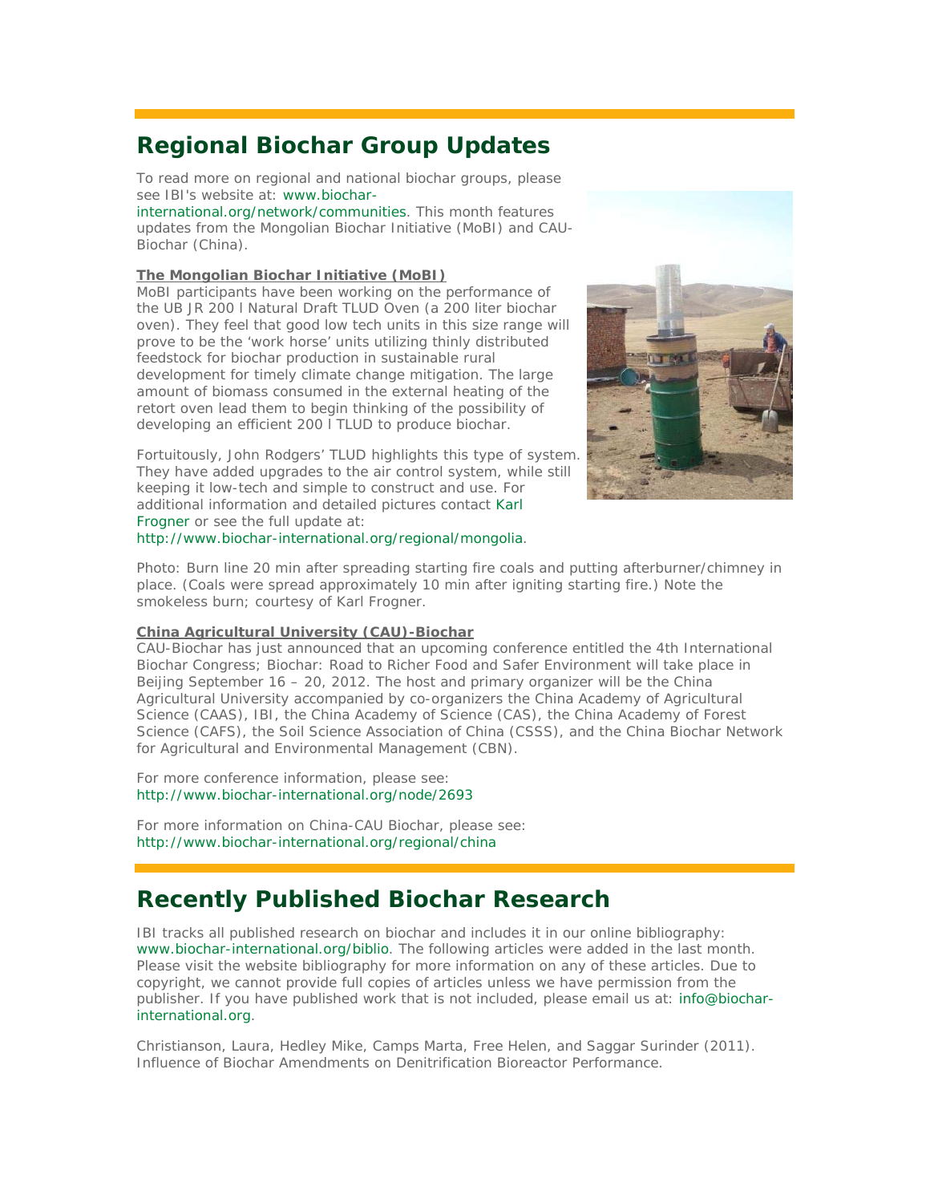## Regional Biochar Group Updates

To read more on regional and national biochar groups, please see IBI's website at: www.biochar-international.org/network/communities. This month features updates from the Mongolian Biochar Initiative (MoBI) and CAU-Biochar (China).

**The Mongolian Biochar Initiative (MoBI)**

MoBI participants have been working on the performance of the UB JR 200 l Natural Draft TLUD Oven (a 200 liter biochar oven). They feel that good low tech units in this size range will prove to be the 'work horse' units utilizing thinly distributed feedstock for biochar production in sustainable rural development for timely climate change mitigation. The large amount of biomass consumed in the external heating of the retort oven lead them to begin thinking of the possibility of developing an efficient 200 l TLUD to produce biochar.

Fortuitously, John Rodgers' TLUD highlights this type of system. They have added upgrades to the air control system, while still keeping it low-tech and simple to construct and use. For additional information and detailed pictures contact Karl Frogner or see the full update at: http://www.biochar-international.org/regional/mongolia.

Photo: Burn line 20 min after spreading starting fire coals and putting afterburner/chimney in place. (Coals were spread approximately 10 min after igniting starting fire.) Note the smokeless burn; courtesy of Karl Frogner.

**China Agricultural University (CAU)-Biochar**

CAU-Biochar has just announced that an upcoming conference entitled the 4th International Biochar Congress; Biochar: Road to Richer Food and Safer Environment will take place in Beijing September 16 – 20, 2012. The host and primary organizer will be the China Agricultural University accompanied by co-organizers the China Academy of Agricultural Science (CAAS), IBI, the China Academy of Science (CAS), the China Academy of Forest Science (CAFS), the Soil Science Association of China (CSSS), and the China Biochar Network for Agricultural and Environmental Management (CBN).

For more conference information, please see: http://www.biochar-international.org/node/2693

For more information on China-CAU Biochar, please see: http://www.biochar-international.org/regional/china

## Recently Published Biochar Research

IBI tracks all published research on biochar and includes it in our online bibliography: www.biochar-international.org/biblio. The following articles were added in the last month. Please visit the website bibliography for more information on any of these articles. Due to copyright, we cannot provide full copies of articles unless we have permission from the publisher. If you have published work that is not included, please email us at: info@biochar-international.org.

Christianson, Laura, Hedley Mike, Camps Marta, Free Helen, and Saggar Surinder (2011). Influence of Biochar Amendments on Denitrification Bioreactor Performance.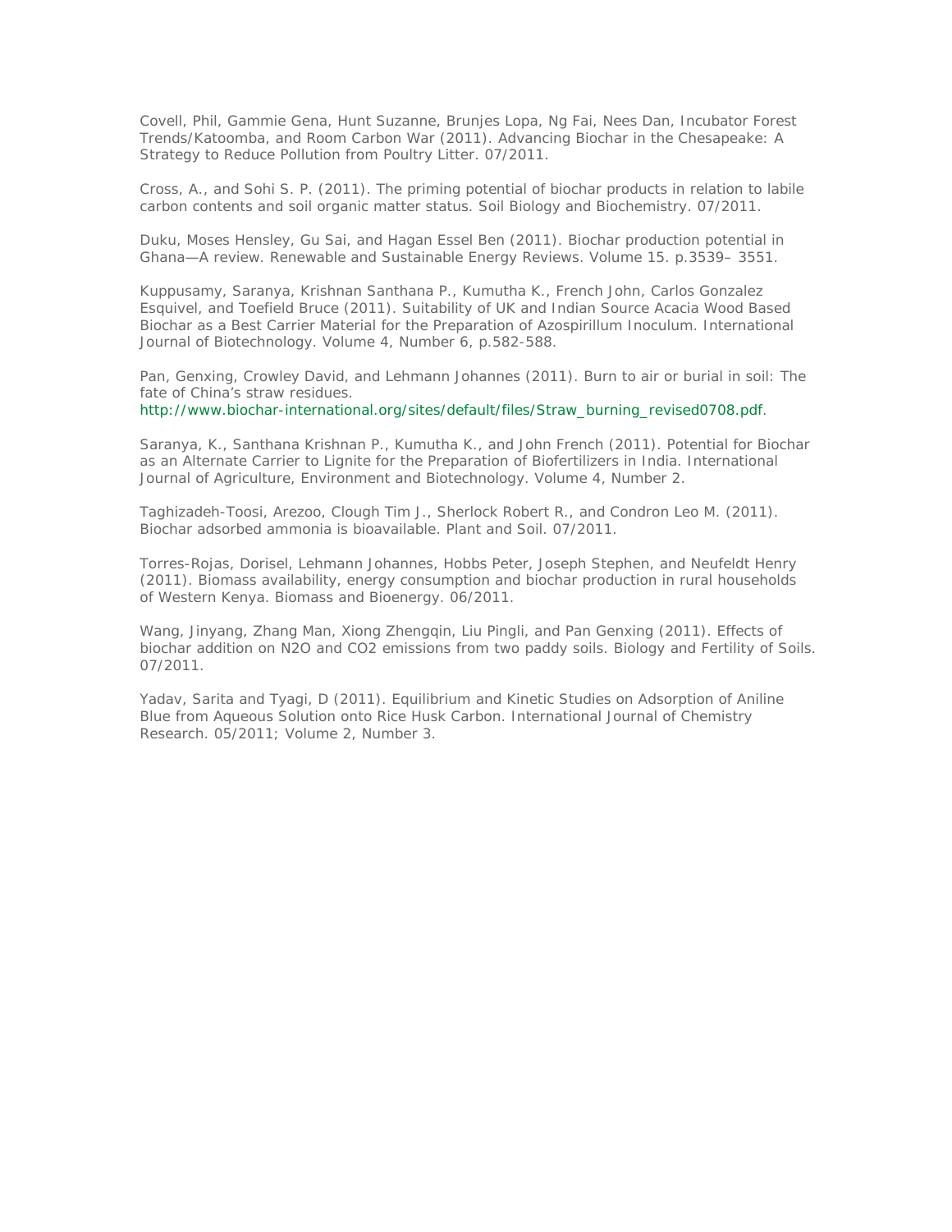Covell, Phil, Gammie Gena, Hunt Suzanne, Brunjes Lopa, Ng Fai, Nees Dan, Incubator Forest Trends/Katoomba, and Room Carbon War (2011). Advancing Biochar in the Chesapeake: A Strategy to Reduce Pollution from Poultry Litter. 07/2011.

Cross, A., and Sohi S. P. (2011). The priming potential of biochar products in relation to labile carbon contents and soil organic matter status. Soil Biology and Biochemistry. 07/2011.

Duku, Moses Hensley, Gu Sai, and Hagan Essel Ben (2011). Biochar production potential in Ghana—A review. Renewable and Sustainable Energy Reviews. Volume 15. p.3539– 3551.

Kuppusamy, Saranya, Krishnan Santhana P., Kumutha K., French John, Carlos Gonzalez Esquivel, and Toefield Bruce (2011). Suitability of UK and Indian Source Acacia Wood Based Biochar as a Best Carrier Material for the Preparation of Azospirillum Inoculum. International Journal of Biotechnology. Volume 4, Number 6, p.582-588.

Pan, Genxing, Crowley David, and Lehmann Johannes (2011). Burn to air or burial in soil: The fate of China's straw residues. http://www.biochar-international.org/sites/default/files/Straw_burning_revised0708.pdf.

Saranya, K., Santhana Krishnan P., Kumutha K., and John French (2011). Potential for Biochar as an Alternate Carrier to Lignite for the Preparation of Biofertilizers in India. International Journal of Agriculture, Environment and Biotechnology. Volume 4, Number 2.

Taghizadeh-Toosi, Arezoo, Clough Tim J., Sherlock Robert R., and Condron Leo M. (2011). Biochar adsorbed ammonia is bioavailable. Plant and Soil. 07/2011.

Torres-Rojas, Dorisel, Lehmann Johannes, Hobbs Peter, Joseph Stephen, and Neufeldt Henry (2011). Biomass availability, energy consumption and biochar production in rural households of Western Kenya. Biomass and Bioenergy. 06/2011.

Wang, Jinyang, Zhang Man, Xiong Zhengqin, Liu Pingli, and Pan Genxing (2011). Effects of biochar addition on $N_2O$ and $CO_2$ emissions from two paddy soils. Biology and Fertility of Soils. 07/2011.

Yadav, Sarita and Tyagi, D (2011). Equilibrium and Kinetic Studies on Adsorption of Aniline Blue from Aqueous Solution onto Rice Husk Carbon. International Journal of Chemistry Research. 05/2011; Volume 2, Number 3.